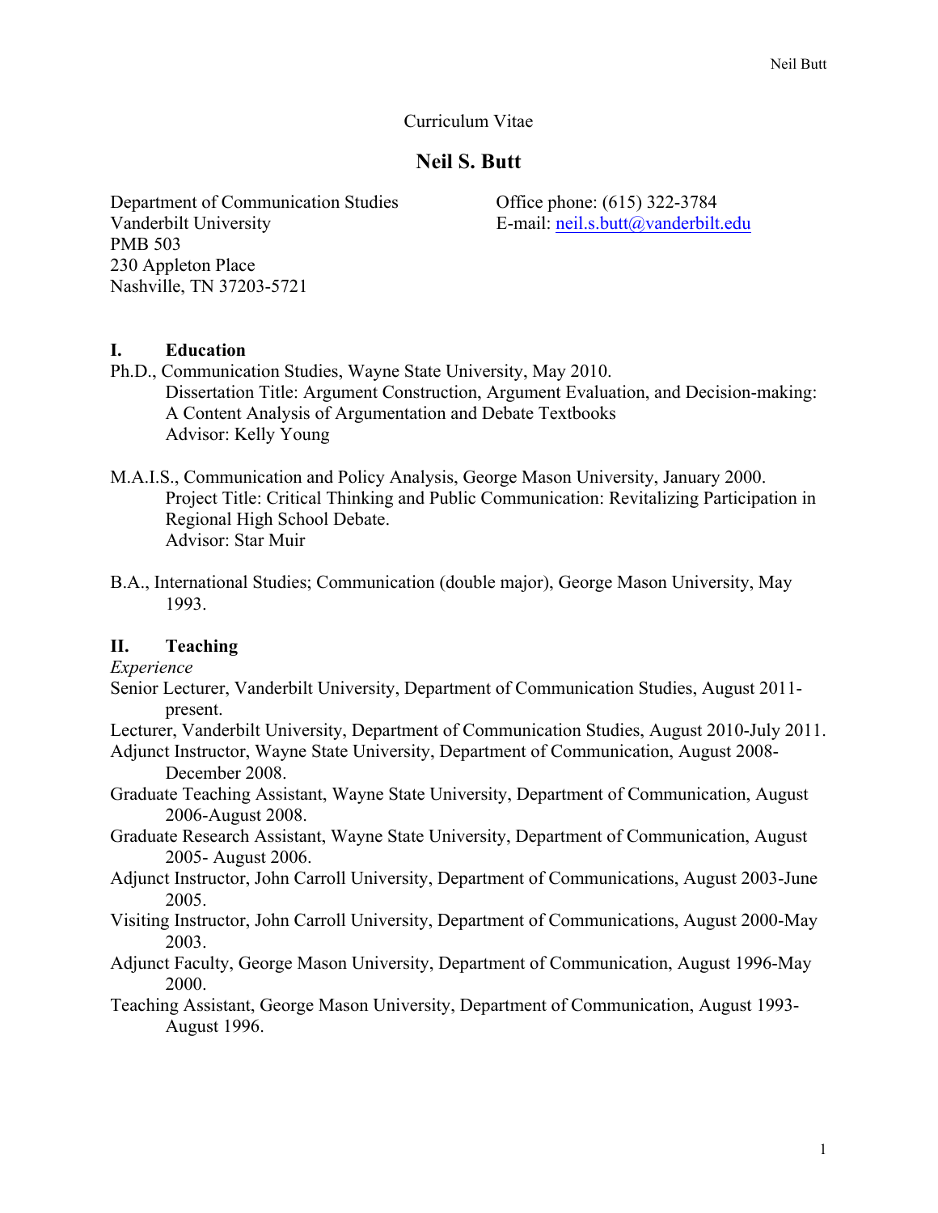Curriculum Vitae

# Neil S. Butt

Department of Communication Studies
Vanderbilt University
PMB 503
230 Appleton Place
Nashville, TN 37203-5721

Office phone: (615) 322-3784
E-mail: [neil.s.butt@vanderbilt.edu](mailto:neil.s.butt@vanderbilt.edu)

## I. Education

Ph.D., Communication Studies, Wayne State University, May 2010.
Dissertation Title: Argument Construction, Argument Evaluation, and Decision-making: A Content Analysis of Argumentation and Debate Textbooks
Advisor: Kelly Young

M.A.I.S., Communication and Policy Analysis, George Mason University, January 2000.
Project Title: Critical Thinking and Public Communication: Revitalizing Participation in Regional High School Debate.
Advisor: Star Muir

B.A., International Studies; Communication (double major), George Mason University, May 1993.

## II. Teaching

*Experience*

Senior Lecturer, Vanderbilt University, Department of Communication Studies, August 2011-present.

Lecturer, Vanderbilt University, Department of Communication Studies, August 2010-July 2011.

Adjunct Instructor, Wayne State University, Department of Communication, August 2008-December 2008.

Graduate Teaching Assistant, Wayne State University, Department of Communication, August 2006-August 2008.

Graduate Research Assistant, Wayne State University, Department of Communication, August 2005- August 2006.

Adjunct Instructor, John Carroll University, Department of Communications, August 2003-June 2005.

Visiting Instructor, John Carroll University, Department of Communications, August 2000-May 2003.

Adjunct Faculty, George Mason University, Department of Communication, August 1996-May 2000.

Teaching Assistant, George Mason University, Department of Communication, August 1993-August 1996.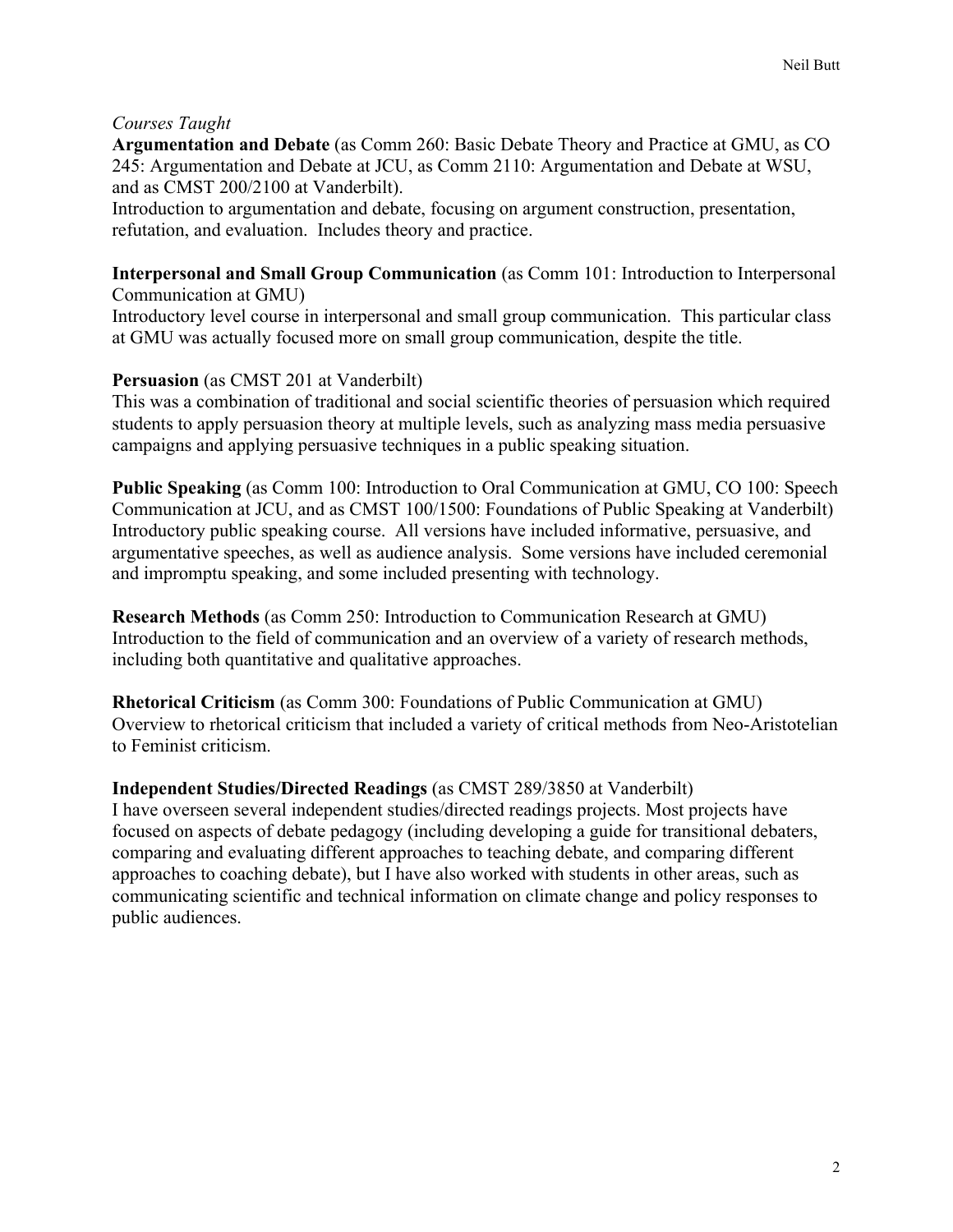*Courses Taught*

**Argumentation and Debate** (as Comm 260: Basic Debate Theory and Practice at GMU, as CO 245: Argumentation and Debate at JCU, as Comm 2110: Argumentation and Debate at WSU, and as CMST 200/2100 at Vanderbilt).
Introduction to argumentation and debate, focusing on argument construction, presentation, refutation, and evaluation. Includes theory and practice.

**Interpersonal and Small Group Communication** (as Comm 101: Introduction to Interpersonal Communication at GMU)
Introductory level course in interpersonal and small group communication. This particular class at GMU was actually focused more on small group communication, despite the title.

**Persuasion** (as CMST 201 at Vanderbilt)
This was a combination of traditional and social scientific theories of persuasion which required students to apply persuasion theory at multiple levels, such as analyzing mass media persuasive campaigns and applying persuasive techniques in a public speaking situation.

**Public Speaking** (as Comm 100: Introduction to Oral Communication at GMU, CO 100: Speech Communication at JCU, and as CMST 100/1500: Foundations of Public Speaking at Vanderbilt)
Introductory public speaking course. All versions have included informative, persuasive, and argumentative speeches, as well as audience analysis. Some versions have included ceremonial and impromptu speaking, and some included presenting with technology.

**Research Methods** (as Comm 250: Introduction to Communication Research at GMU)
Introduction to the field of communication and an overview of a variety of research methods, including both quantitative and qualitative approaches.

**Rhetorical Criticism** (as Comm 300: Foundations of Public Communication at GMU)
Overview to rhetorical criticism that included a variety of critical methods from Neo-Aristotelian to Feminist criticism.

**Independent Studies/Directed Readings** (as CMST 289/3850 at Vanderbilt)
I have overseen several independent studies/directed readings projects. Most projects have focused on aspects of debate pedagogy (including developing a guide for transitional debaters, comparing and evaluating different approaches to teaching debate, and comparing different approaches to coaching debate), but I have also worked with students in other areas, such as communicating scientific and technical information on climate change and policy responses to public audiences.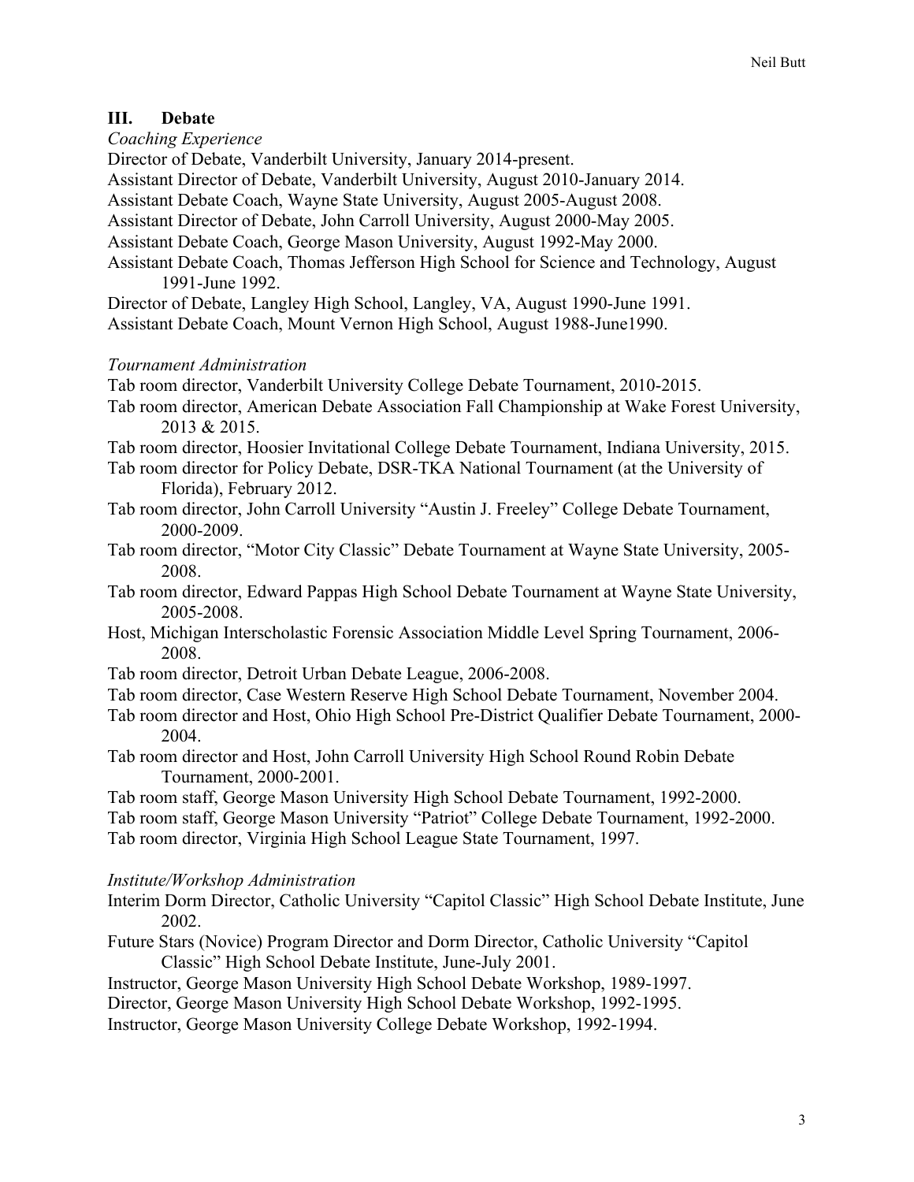## III. Debate

*Coaching Experience*

Director of Debate, Vanderbilt University, January 2014-present.
Assistant Director of Debate, Vanderbilt University, August 2010-January 2014.
Assistant Debate Coach, Wayne State University, August 2005-August 2008.
Assistant Director of Debate, John Carroll University, August 2000-May 2005.
Assistant Debate Coach, George Mason University, August 1992-May 2000.
Assistant Debate Coach, Thomas Jefferson High School for Science and Technology, August 1991-June 1992.
Director of Debate, Langley High School, Langley, VA, August 1990-June 1991.
Assistant Debate Coach, Mount Vernon High School, August 1988-June1990.

*Tournament Administration*

Tab room director, Vanderbilt University College Debate Tournament, 2010-2015.
Tab room director, American Debate Association Fall Championship at Wake Forest University, 2013 & 2015.
Tab room director, Hoosier Invitational College Debate Tournament, Indiana University, 2015.
Tab room director for Policy Debate, DSR-TKA National Tournament (at the University of Florida), February 2012.
Tab room director, John Carroll University "Austin J. Freeley" College Debate Tournament, 2000-2009.
Tab room director, "Motor City Classic" Debate Tournament at Wayne State University, 2005-2008.
Tab room director, Edward Pappas High School Debate Tournament at Wayne State University, 2005-2008.
Host, Michigan Interscholastic Forensic Association Middle Level Spring Tournament, 2006-2008.
Tab room director, Detroit Urban Debate League, 2006-2008.
Tab room director, Case Western Reserve High School Debate Tournament, November 2004.
Tab room director and Host, Ohio High School Pre-District Qualifier Debate Tournament, 2000-2004.
Tab room director and Host, John Carroll University High School Round Robin Debate Tournament, 2000-2001.
Tab room staff, George Mason University High School Debate Tournament, 1992-2000.
Tab room staff, George Mason University "Patriot" College Debate Tournament, 1992-2000.
Tab room director, Virginia High School League State Tournament, 1997.

*Institute/Workshop Administration*

Interim Dorm Director, Catholic University "Capitol Classic" High School Debate Institute, June 2002.
Future Stars (Novice) Program Director and Dorm Director, Catholic University "Capitol Classic" High School Debate Institute, June-July 2001.
Instructor, George Mason University High School Debate Workshop, 1989-1997.
Director, George Mason University High School Debate Workshop, 1992-1995.
Instructor, George Mason University College Debate Workshop, 1992-1994.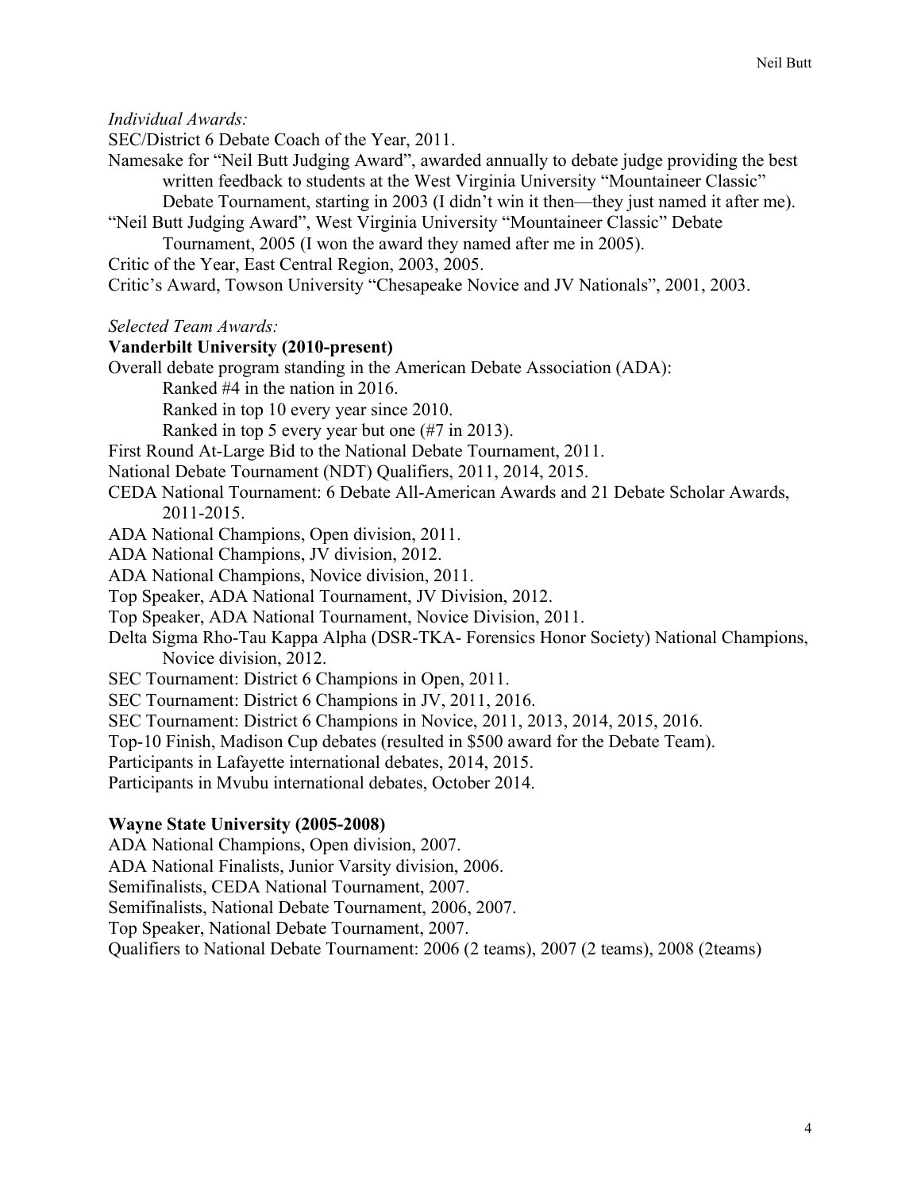*Individual Awards:*

SEC/District 6 Debate Coach of the Year, 2011.

Namesake for "Neil Butt Judging Award", awarded annually to debate judge providing the best written feedback to students at the West Virginia University "Mountaineer Classic" Debate Tournament, starting in 2003 (I didn't win it then—they just named it after me).

"Neil Butt Judging Award", West Virginia University "Mountaineer Classic" Debate Tournament, 2005 (I won the award they named after me in 2005).

Critic of the Year, East Central Region, 2003, 2005.

Critic's Award, Towson University "Chesapeake Novice and JV Nationals", 2001, 2003.

*Selected Team Awards:*

**Vanderbilt University (2010-present)**

Overall debate program standing in the American Debate Association (ADA):
- Ranked #4 in the nation in 2016.
- Ranked in top 10 every year since 2010.
- Ranked in top 5 every year but one (#7 in 2013).

First Round At-Large Bid to the National Debate Tournament, 2011.

National Debate Tournament (NDT) Qualifiers, 2011, 2014, 2015.

CEDA National Tournament: 6 Debate All-American Awards and 21 Debate Scholar Awards, 2011-2015.

ADA National Champions, Open division, 2011.

ADA National Champions, JV division, 2012.

ADA National Champions, Novice division, 2011.

Top Speaker, ADA National Tournament, JV Division, 2012.

Top Speaker, ADA National Tournament, Novice Division, 2011.

Delta Sigma Rho-Tau Kappa Alpha (DSR-TKA- Forensics Honor Society) National Champions, Novice division, 2012.

SEC Tournament: District 6 Champions in Open, 2011.

SEC Tournament: District 6 Champions in JV, 2011, 2016.

SEC Tournament: District 6 Champions in Novice, 2011, 2013, 2014, 2015, 2016.

Top-10 Finish, Madison Cup debates (resulted in $500 award for the Debate Team).

Participants in Lafayette international debates, 2014, 2015.

Participants in Mvubu international debates, October 2014.

**Wayne State University (2005-2008)**

ADA National Champions, Open division, 2007.

ADA National Finalists, Junior Varsity division, 2006.

Semifinalists, CEDA National Tournament, 2007.

Semifinalists, National Debate Tournament, 2006, 2007.

Top Speaker, National Debate Tournament, 2007.

Qualifiers to National Debate Tournament: 2006 (2 teams), 2007 (2 teams), 2008 (2teams)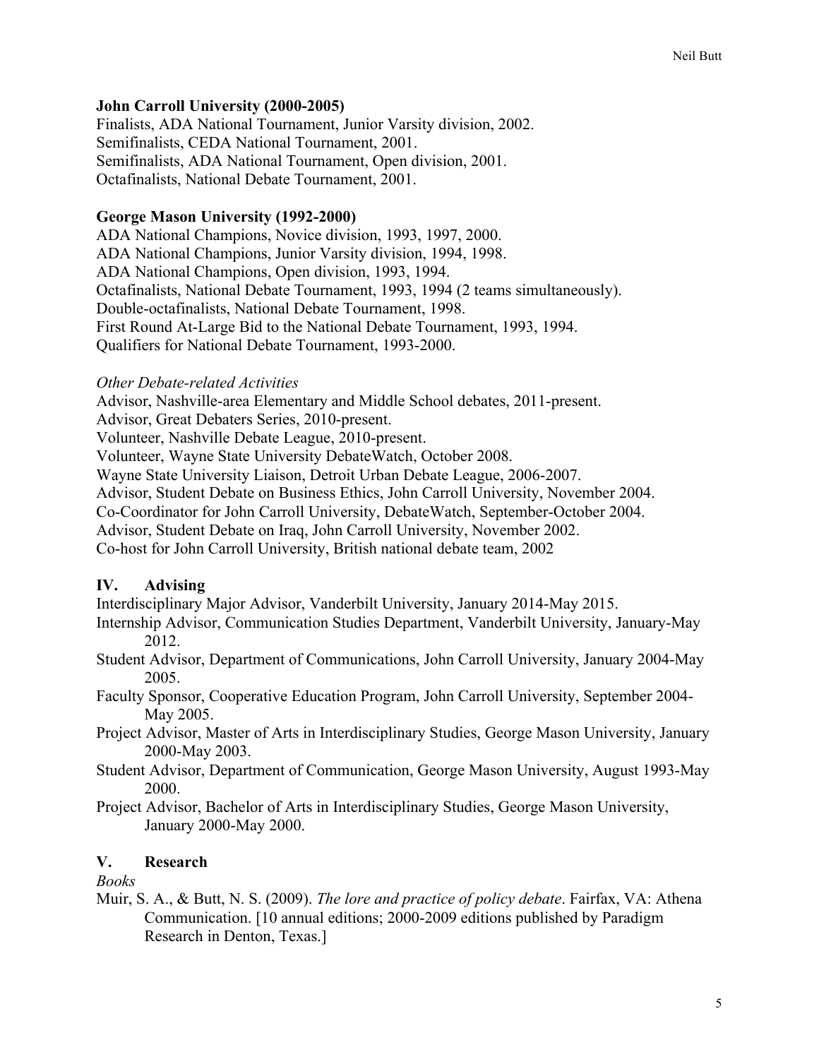**John Carroll University (2000-2005)**

Finalists, ADA National Tournament, Junior Varsity division, 2002.
Semifinalists, CEDA National Tournament, 2001.
Semifinalists, ADA National Tournament, Open division, 2001.
Octafinalists, National Debate Tournament, 2001.

**George Mason University (1992-2000)**

ADA National Champions, Novice division, 1993, 1997, 2000.
ADA National Champions, Junior Varsity division, 1994, 1998.
ADA National Champions, Open division, 1993, 1994.
Octafinalists, National Debate Tournament, 1993, 1994 (2 teams simultaneously).
Double-octafinalists, National Debate Tournament, 1998.
First Round At-Large Bid to the National Debate Tournament, 1993, 1994.
Qualifiers for National Debate Tournament, 1993-2000.

*Other Debate-related Activities*

Advisor, Nashville-area Elementary and Middle School debates, 2011-present.
Advisor, Great Debaters Series, 2010-present.
Volunteer, Nashville Debate League, 2010-present.
Volunteer, Wayne State University DebateWatch, October 2008.
Wayne State University Liaison, Detroit Urban Debate League, 2006-2007.
Advisor, Student Debate on Business Ethics, John Carroll University, November 2004.
Co-Coordinator for John Carroll University, DebateWatch, September-October 2004.
Advisor, Student Debate on Iraq, John Carroll University, November 2002.
Co-host for John Carroll University, British national debate team, 2002

## IV. Advising

Interdisciplinary Major Advisor, Vanderbilt University, January 2014-May 2015.
Internship Advisor, Communication Studies Department, Vanderbilt University, January-May 2012.
Student Advisor, Department of Communications, John Carroll University, January 2004-May 2005.
Faculty Sponsor, Cooperative Education Program, John Carroll University, September 2004-May 2005.
Project Advisor, Master of Arts in Interdisciplinary Studies, George Mason University, January 2000-May 2003.
Student Advisor, Department of Communication, George Mason University, August 1993-May 2000.
Project Advisor, Bachelor of Arts in Interdisciplinary Studies, George Mason University, January 2000-May 2000.

## V. Research

*Books*

Muir, S. A., & Butt, N. S. (2009). *The lore and practice of policy debate*. Fairfax, VA: Athena Communication. [10 annual editions; 2000-2009 editions published by Paradigm Research in Denton, Texas.]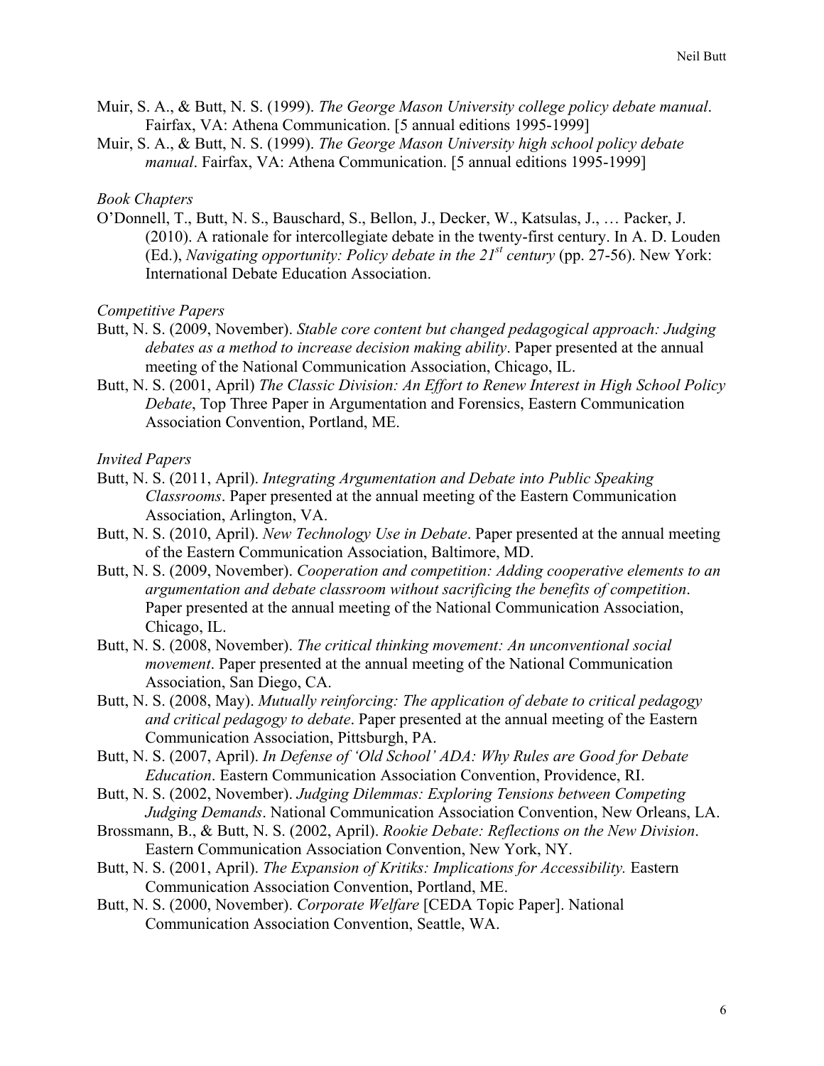Muir, S. A., & Butt, N. S. (1999). *The George Mason University college policy debate manual*. Fairfax, VA: Athena Communication. [5 annual editions 1995-1999]

Muir, S. A., & Butt, N. S. (1999). *The George Mason University high school policy debate manual*. Fairfax, VA: Athena Communication. [5 annual editions 1995-1999]

*Book Chapters*

O'Donnell, T., Butt, N. S., Bauschard, S., Bellon, J., Decker, W., Katsulas, J., … Packer, J. (2010). A rationale for intercollegiate debate in the twenty-first century. In A. D. Louden (Ed.), *Navigating opportunity: Policy debate in the 21st century* (pp. 27-56). New York: International Debate Education Association.

*Competitive Papers*

Butt, N. S. (2009, November). *Stable core content but changed pedagogical approach: Judging debates as a method to increase decision making ability*. Paper presented at the annual meeting of the National Communication Association, Chicago, IL.

Butt, N. S. (2001, April) *The Classic Division: An Effort to Renew Interest in High School Policy Debate*, Top Three Paper in Argumentation and Forensics, Eastern Communication Association Convention, Portland, ME.

*Invited Papers*

Butt, N. S. (2011, April). *Integrating Argumentation and Debate into Public Speaking Classrooms*. Paper presented at the annual meeting of the Eastern Communication Association, Arlington, VA.

Butt, N. S. (2010, April). *New Technology Use in Debate*. Paper presented at the annual meeting of the Eastern Communication Association, Baltimore, MD.

Butt, N. S. (2009, November). *Cooperation and competition: Adding cooperative elements to an argumentation and debate classroom without sacrificing the benefits of competition*. Paper presented at the annual meeting of the National Communication Association, Chicago, IL.

Butt, N. S. (2008, November). *The critical thinking movement: An unconventional social movement*. Paper presented at the annual meeting of the National Communication Association, San Diego, CA.

Butt, N. S. (2008, May). *Mutually reinforcing: The application of debate to critical pedagogy and critical pedagogy to debate*. Paper presented at the annual meeting of the Eastern Communication Association, Pittsburgh, PA.

Butt, N. S. (2007, April). *In Defense of 'Old School' ADA: Why Rules are Good for Debate Education*. Eastern Communication Association Convention, Providence, RI.

Butt, N. S. (2002, November). *Judging Dilemmas: Exploring Tensions between Competing Judging Demands*. National Communication Association Convention, New Orleans, LA.

Brossmann, B., & Butt, N. S. (2002, April). *Rookie Debate: Reflections on the New Division*. Eastern Communication Association Convention, New York, NY.

Butt, N. S. (2001, April). *The Expansion of Kritiks: Implications for Accessibility.* Eastern Communication Association Convention, Portland, ME.

Butt, N. S. (2000, November). *Corporate Welfare* [CEDA Topic Paper]. National Communication Association Convention, Seattle, WA.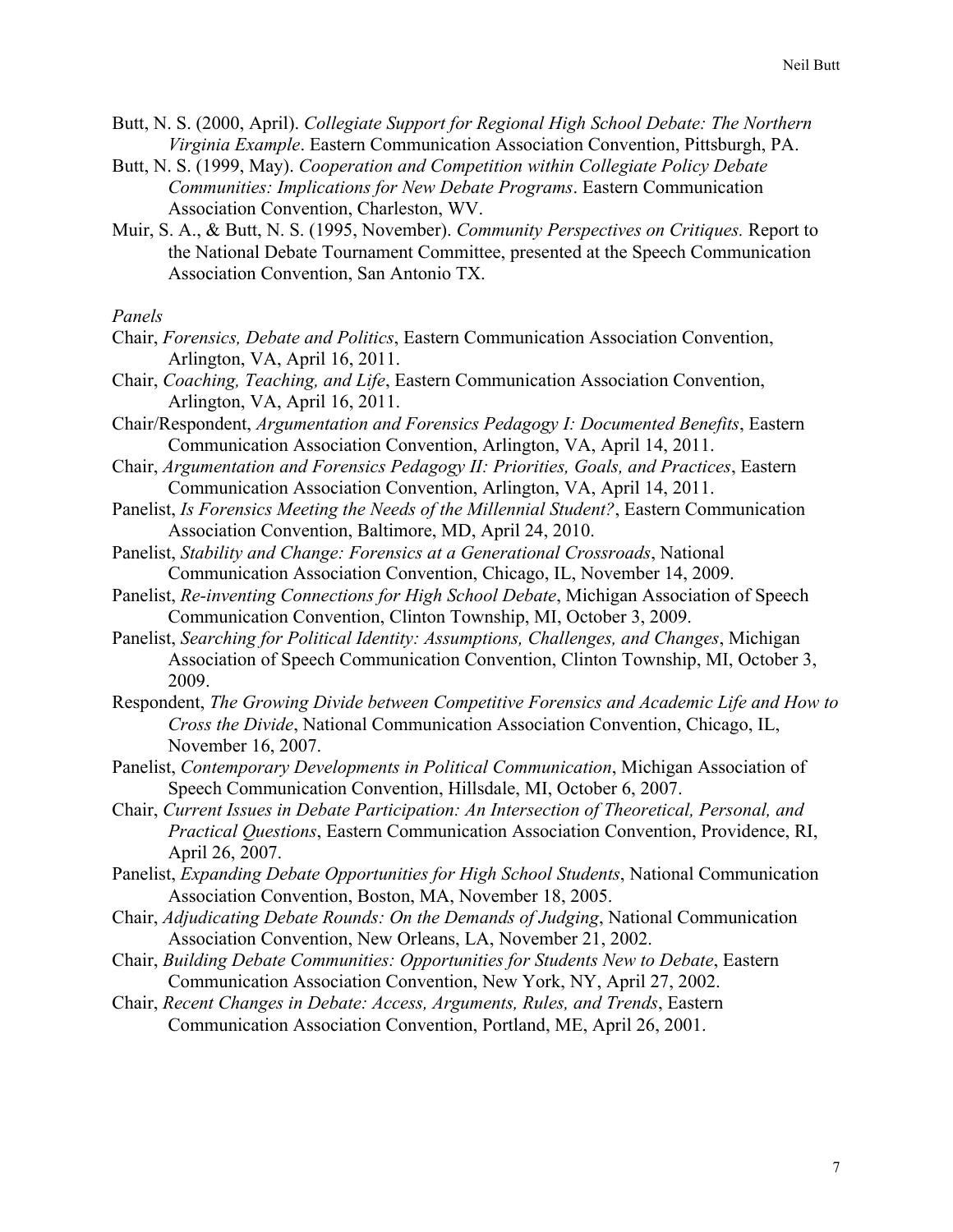Butt, N. S. (2000, April). *Collegiate Support for Regional High School Debate: The Northern Virginia Example*. Eastern Communication Association Convention, Pittsburgh, PA.

Butt, N. S. (1999, May). *Cooperation and Competition within Collegiate Policy Debate Communities: Implications for New Debate Programs*. Eastern Communication Association Convention, Charleston, WV.

Muir, S. A., & Butt, N. S. (1995, November). *Community Perspectives on Critiques.* Report to the National Debate Tournament Committee, presented at the Speech Communication Association Convention, San Antonio TX.

*Panels*

Chair, *Forensics, Debate and Politics*, Eastern Communication Association Convention, Arlington, VA, April 16, 2011.

Chair, *Coaching, Teaching, and Life*, Eastern Communication Association Convention, Arlington, VA, April 16, 2011.

Chair/Respondent, *Argumentation and Forensics Pedagogy I: Documented Benefits*, Eastern Communication Association Convention, Arlington, VA, April 14, 2011.

Chair, *Argumentation and Forensics Pedagogy II: Priorities, Goals, and Practices*, Eastern Communication Association Convention, Arlington, VA, April 14, 2011.

Panelist, *Is Forensics Meeting the Needs of the Millennial Student?*, Eastern Communication Association Convention, Baltimore, MD, April 24, 2010.

Panelist, *Stability and Change: Forensics at a Generational Crossroads*, National Communication Association Convention, Chicago, IL, November 14, 2009.

Panelist, *Re-inventing Connections for High School Debate*, Michigan Association of Speech Communication Convention, Clinton Township, MI, October 3, 2009.

Panelist, *Searching for Political Identity: Assumptions, Challenges, and Changes*, Michigan Association of Speech Communication Convention, Clinton Township, MI, October 3, 2009.

Respondent, *The Growing Divide between Competitive Forensics and Academic Life and How to Cross the Divide*, National Communication Association Convention, Chicago, IL, November 16, 2007.

Panelist, *Contemporary Developments in Political Communication*, Michigan Association of Speech Communication Convention, Hillsdale, MI, October 6, 2007.

Chair, *Current Issues in Debate Participation: An Intersection of Theoretical, Personal, and Practical Questions*, Eastern Communication Association Convention, Providence, RI, April 26, 2007.

Panelist, *Expanding Debate Opportunities for High School Students*, National Communication Association Convention, Boston, MA, November 18, 2005.

Chair, *Adjudicating Debate Rounds: On the Demands of Judging*, National Communication Association Convention, New Orleans, LA, November 21, 2002.

Chair, *Building Debate Communities: Opportunities for Students New to Debate*, Eastern Communication Association Convention, New York, NY, April 27, 2002.

Chair, *Recent Changes in Debate: Access, Arguments, Rules, and Trends*, Eastern Communication Association Convention, Portland, ME, April 26, 2001.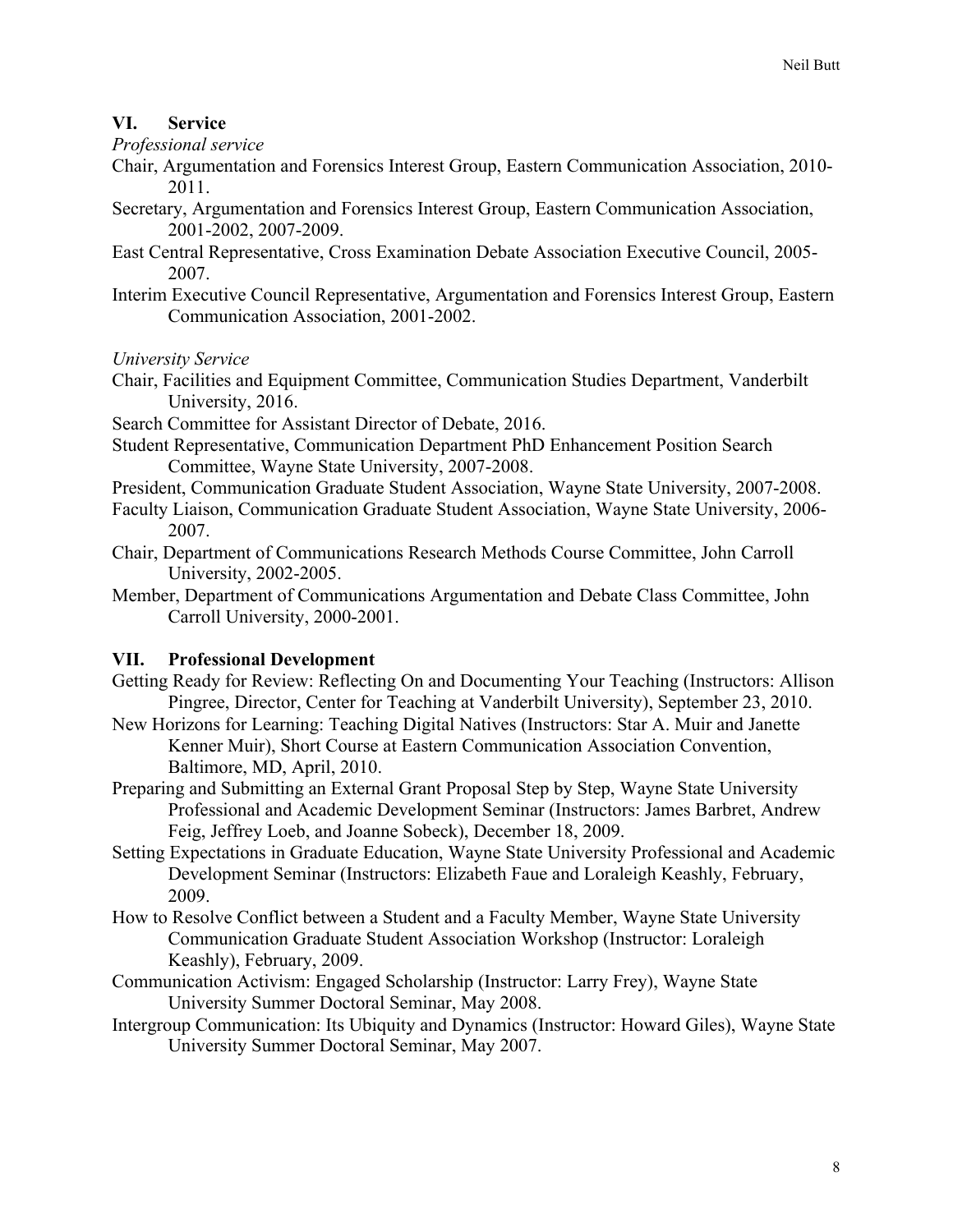## VI. Service

*Professional service*

Chair, Argumentation and Forensics Interest Group, Eastern Communication Association, 2010-2011.

Secretary, Argumentation and Forensics Interest Group, Eastern Communication Association, 2001-2002, 2007-2009.

East Central Representative, Cross Examination Debate Association Executive Council, 2005-2007.

Interim Executive Council Representative, Argumentation and Forensics Interest Group, Eastern Communication Association, 2001-2002.

*University Service*

Chair, Facilities and Equipment Committee, Communication Studies Department, Vanderbilt University, 2016.

Search Committee for Assistant Director of Debate, 2016.

Student Representative, Communication Department PhD Enhancement Position Search Committee, Wayne State University, 2007-2008.

President, Communication Graduate Student Association, Wayne State University, 2007-2008.

Faculty Liaison, Communication Graduate Student Association, Wayne State University, 2006-2007.

Chair, Department of Communications Research Methods Course Committee, John Carroll University, 2002-2005.

Member, Department of Communications Argumentation and Debate Class Committee, John Carroll University, 2000-2001.

## VII. Professional Development

Getting Ready for Review: Reflecting On and Documenting Your Teaching (Instructors: Allison Pingree, Director, Center for Teaching at Vanderbilt University), September 23, 2010.

New Horizons for Learning: Teaching Digital Natives (Instructors: Star A. Muir and Janette Kenner Muir), Short Course at Eastern Communication Association Convention, Baltimore, MD, April, 2010.

Preparing and Submitting an External Grant Proposal Step by Step, Wayne State University Professional and Academic Development Seminar (Instructors: James Barbret, Andrew Feig, Jeffrey Loeb, and Joanne Sobeck), December 18, 2009.

Setting Expectations in Graduate Education, Wayne State University Professional and Academic Development Seminar (Instructors: Elizabeth Faue and Loraleigh Keashly, February, 2009.

How to Resolve Conflict between a Student and a Faculty Member, Wayne State University Communication Graduate Student Association Workshop (Instructor: Loraleigh Keashly), February, 2009.

Communication Activism: Engaged Scholarship (Instructor: Larry Frey), Wayne State University Summer Doctoral Seminar, May 2008.

Intergroup Communication: Its Ubiquity and Dynamics (Instructor: Howard Giles), Wayne State University Summer Doctoral Seminar, May 2007.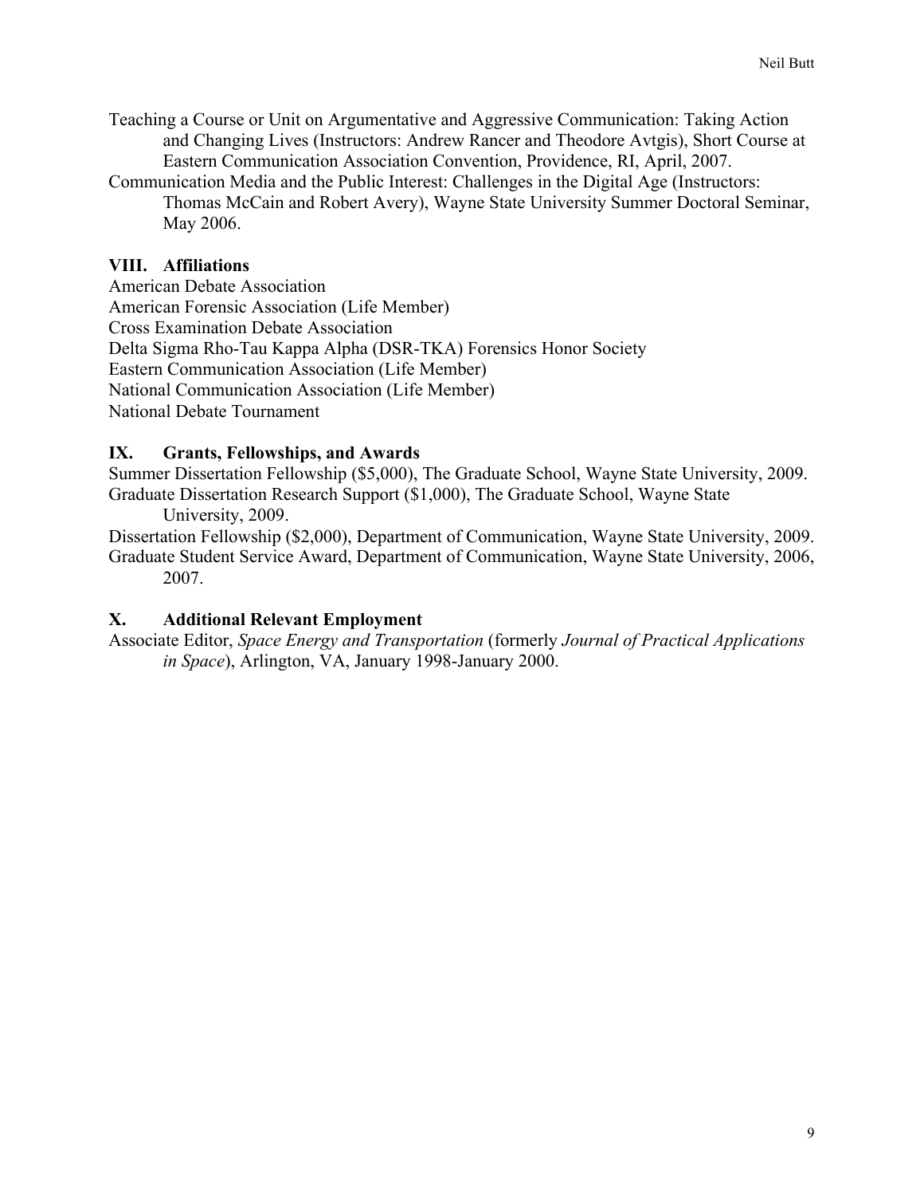Teaching a Course or Unit on Argumentative and Aggressive Communication: Taking Action and Changing Lives (Instructors: Andrew Rancer and Theodore Avtgis), Short Course at Eastern Communication Association Convention, Providence, RI, April, 2007.

Communication Media and the Public Interest: Challenges in the Digital Age (Instructors: Thomas McCain and Robert Avery), Wayne State University Summer Doctoral Seminar, May 2006.

## VIII. Affiliations

American Debate Association
American Forensic Association (Life Member)
Cross Examination Debate Association
Delta Sigma Rho-Tau Kappa Alpha (DSR-TKA) Forensics Honor Society
Eastern Communication Association (Life Member)
National Communication Association (Life Member)
National Debate Tournament

## IX. Grants, Fellowships, and Awards

Summer Dissertation Fellowship ($5,000), The Graduate School, Wayne State University, 2009.

Graduate Dissertation Research Support ($1,000), The Graduate School, Wayne State University, 2009.

Dissertation Fellowship ($2,000), Department of Communication, Wayne State University, 2009.

Graduate Student Service Award, Department of Communication, Wayne State University, 2006, 2007.

## X. Additional Relevant Employment

Associate Editor, *Space Energy and Transportation* (formerly *Journal of Practical Applications in Space*), Arlington, VA, January 1998-January 2000.